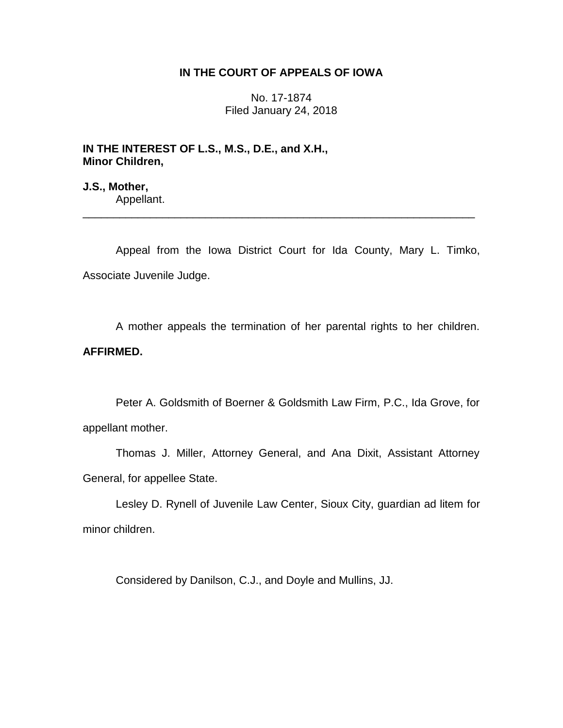# IN THE COURT OF APPEALS OF IOWA

No. 17-1874
Filed January 24, 2018

**IN THE INTEREST OF L.S., M.S., D.E., and X.H., Minor Children,**

**J.S., Mother,**
Appellant.

---

Appeal from the Iowa District Court for Ida County, Mary L. Timko, Associate Juvenile Judge.

A mother appeals the termination of her parental rights to her children. **AFFIRMED.**

Peter A. Goldsmith of Boerner & Goldsmith Law Firm, P.C., Ida Grove, for appellant mother.

Thomas J. Miller, Attorney General, and Ana Dixit, Assistant Attorney General, for appellee State.

Lesley D. Rynell of Juvenile Law Center, Sioux City, guardian ad litem for minor children.

Considered by Danilson, C.J., and Doyle and Mullins, JJ.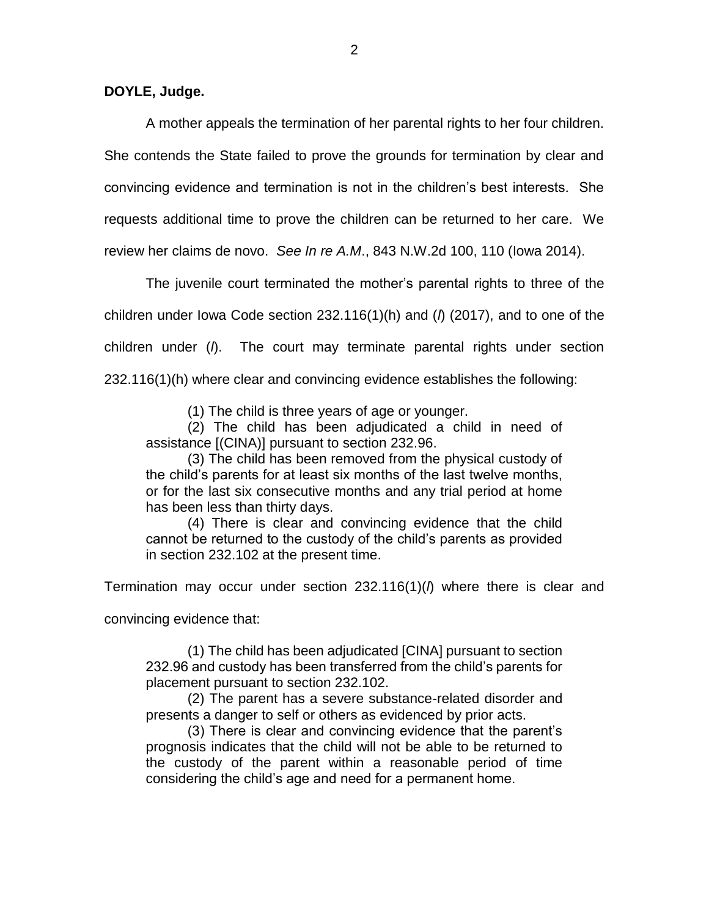**DOYLE, Judge.**

A mother appeals the termination of her parental rights to her four children. She contends the State failed to prove the grounds for termination by clear and convincing evidence and termination is not in the children's best interests. She requests additional time to prove the children can be returned to her care. We review her claims de novo. *See In re A.M.*, 843 N.W.2d 100, 110 (Iowa 2014).

The juvenile court terminated the mother's parental rights to three of the children under Iowa Code section 232.116(1)(h) and (*l*) (2017), and to one of the children under (*l*). The court may terminate parental rights under section 232.116(1)(h) where clear and convincing evidence establishes the following:

> (1) The child is three years of age or younger.
>
> (2) The child has been adjudicated a child in need of assistance [(CINA)] pursuant to section 232.96.
>
> (3) The child has been removed from the physical custody of the child's parents for at least six months of the last twelve months, or for the last six consecutive months and any trial period at home has been less than thirty days.
>
> (4) There is clear and convincing evidence that the child cannot be returned to the custody of the child's parents as provided in section 232.102 at the present time.

Termination may occur under section 232.116(1)(*l*) where there is clear and convincing evidence that:

> (1) The child has been adjudicated [CINA] pursuant to section 232.96 and custody has been transferred from the child's parents for placement pursuant to section 232.102.
>
> (2) The parent has a severe substance-related disorder and presents a danger to self or others as evidenced by prior acts.
>
> (3) There is clear and convincing evidence that the parent's prognosis indicates that the child will not be able to be returned to the custody of the parent within a reasonable period of time considering the child's age and need for a permanent home.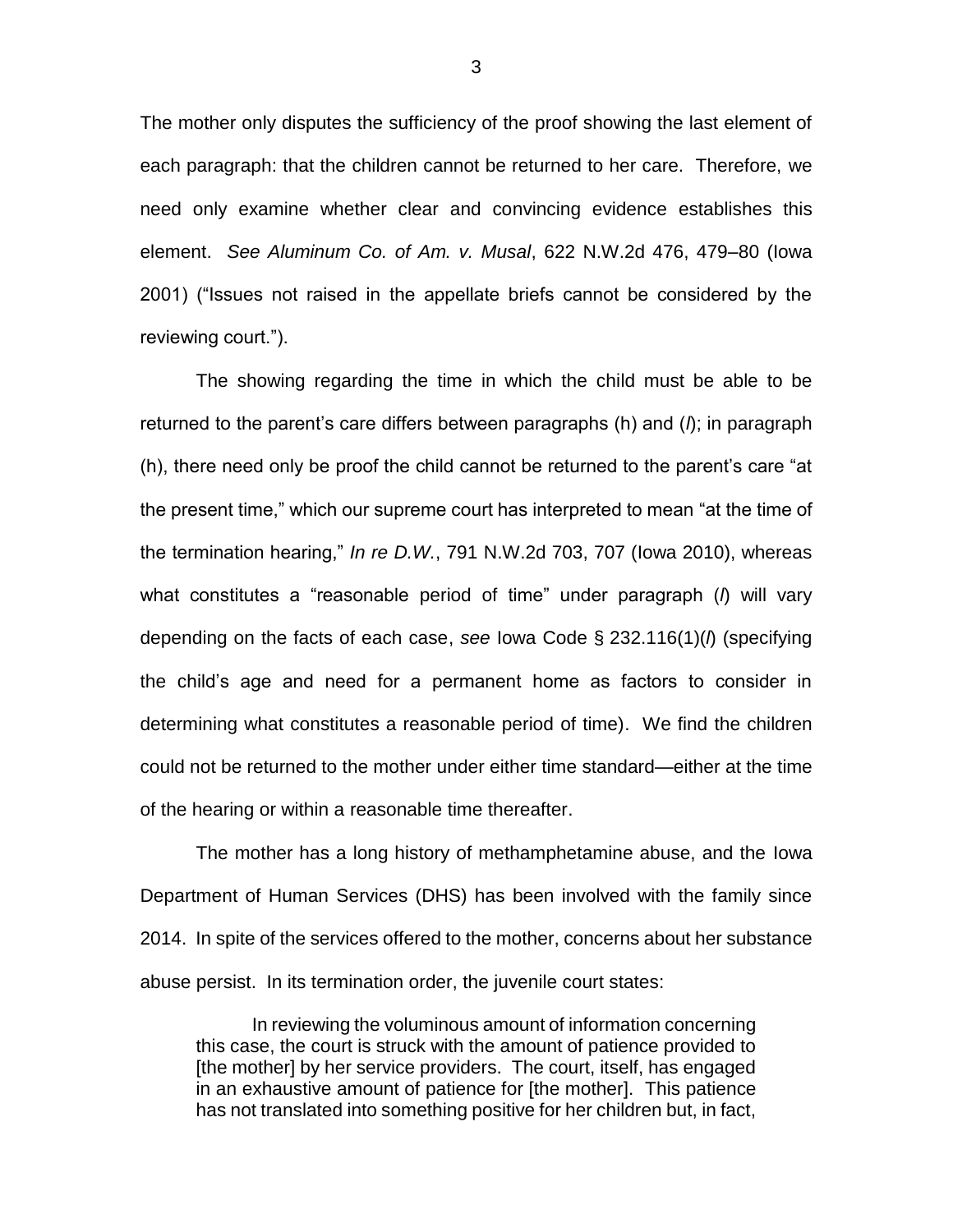The mother only disputes the sufficiency of the proof showing the last element of each paragraph: that the children cannot be returned to her care. Therefore, we need only examine whether clear and convincing evidence establishes this element. *See Aluminum Co. of Am. v. Musal*, 622 N.W.2d 476, 479–80 (Iowa 2001) ("Issues not raised in the appellate briefs cannot be considered by the reviewing court.").

The showing regarding the time in which the child must be able to be returned to the parent's care differs between paragraphs (h) and (*l*); in paragraph (h), there need only be proof the child cannot be returned to the parent's care "at the present time," which our supreme court has interpreted to mean "at the time of the termination hearing," *In re D.W.*, 791 N.W.2d 703, 707 (Iowa 2010), whereas what constitutes a "reasonable period of time" under paragraph (*l*) will vary depending on the facts of each case, *see* Iowa Code § 232.116(1)(*l*) (specifying the child's age and need for a permanent home as factors to consider in determining what constitutes a reasonable period of time). We find the children could not be returned to the mother under either time standard—either at the time of the hearing or within a reasonable time thereafter.

The mother has a long history of methamphetamine abuse, and the Iowa Department of Human Services (DHS) has been involved with the family since 2014. In spite of the services offered to the mother, concerns about her substance abuse persist. In its termination order, the juvenile court states:

> In reviewing the voluminous amount of information concerning this case, the court is struck with the amount of patience provided to [the mother] by her service providers. The court, itself, has engaged in an exhaustive amount of patience for [the mother]. This patience has not translated into something positive for her children but, in fact,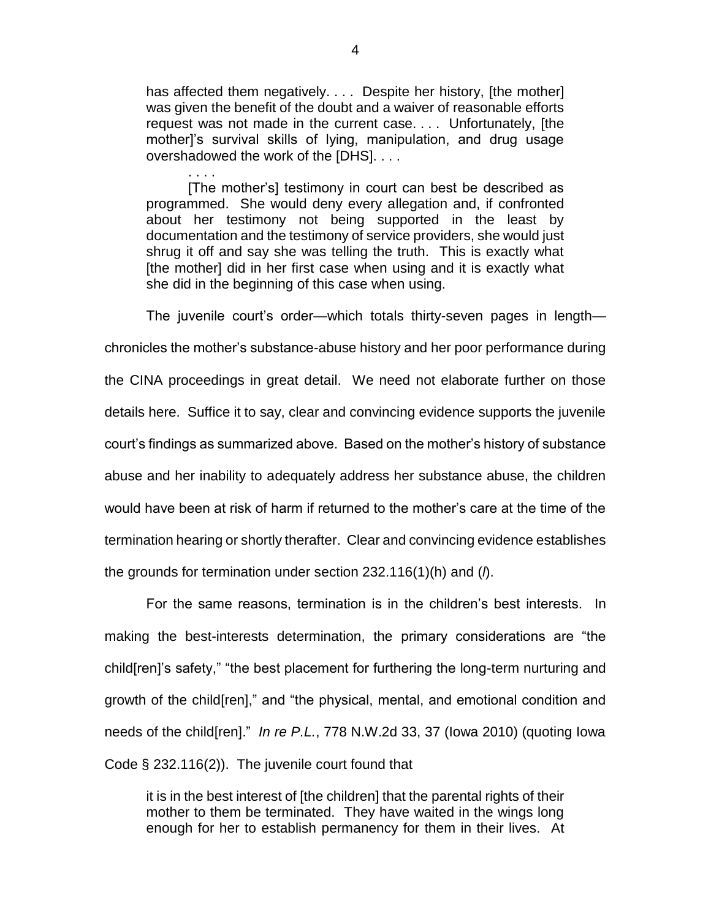> has affected them negatively. . . . Despite her history, [the mother] was given the benefit of the doubt and a waiver of reasonable efforts request was not made in the current case. . . . Unfortunately, [the mother]'s survival skills of lying, manipulation, and drug usage overshadowed the work of the [DHS]. . . .
>
> . . . .
>
> [The mother's] testimony in court can best be described as programmed. She would deny every allegation and, if confronted about her testimony not being supported in the least by documentation and the testimony of service providers, she would just shrug it off and say she was telling the truth. This is exactly what [the mother] did in her first case when using and it is exactly what she did in the beginning of this case when using.

The juvenile court's order—which totals thirty-seven pages in length—chronicles the mother's substance-abuse history and her poor performance during the CINA proceedings in great detail. We need not elaborate further on those details here. Suffice it to say, clear and convincing evidence supports the juvenile court's findings as summarized above. Based on the mother's history of substance abuse and her inability to adequately address her substance abuse, the children would have been at risk of harm if returned to the mother's care at the time of the termination hearing or shortly therafter. Clear and convincing evidence establishes the grounds for termination under section 232.116(1)(h) and (*l*).

For the same reasons, termination is in the children's best interests. In making the best-interests determination, the primary considerations are "the child[ren]'s safety," "the best placement for furthering the long-term nurturing and growth of the child[ren]," and "the physical, mental, and emotional condition and needs of the child[ren]." *In re P.L.*, 778 N.W.2d 33, 37 (Iowa 2010) (quoting Iowa Code § 232.116(2)). The juvenile court found that

> it is in the best interest of [the children] that the parental rights of their mother to them be terminated. They have waited in the wings long enough for her to establish permanency for them in their lives. At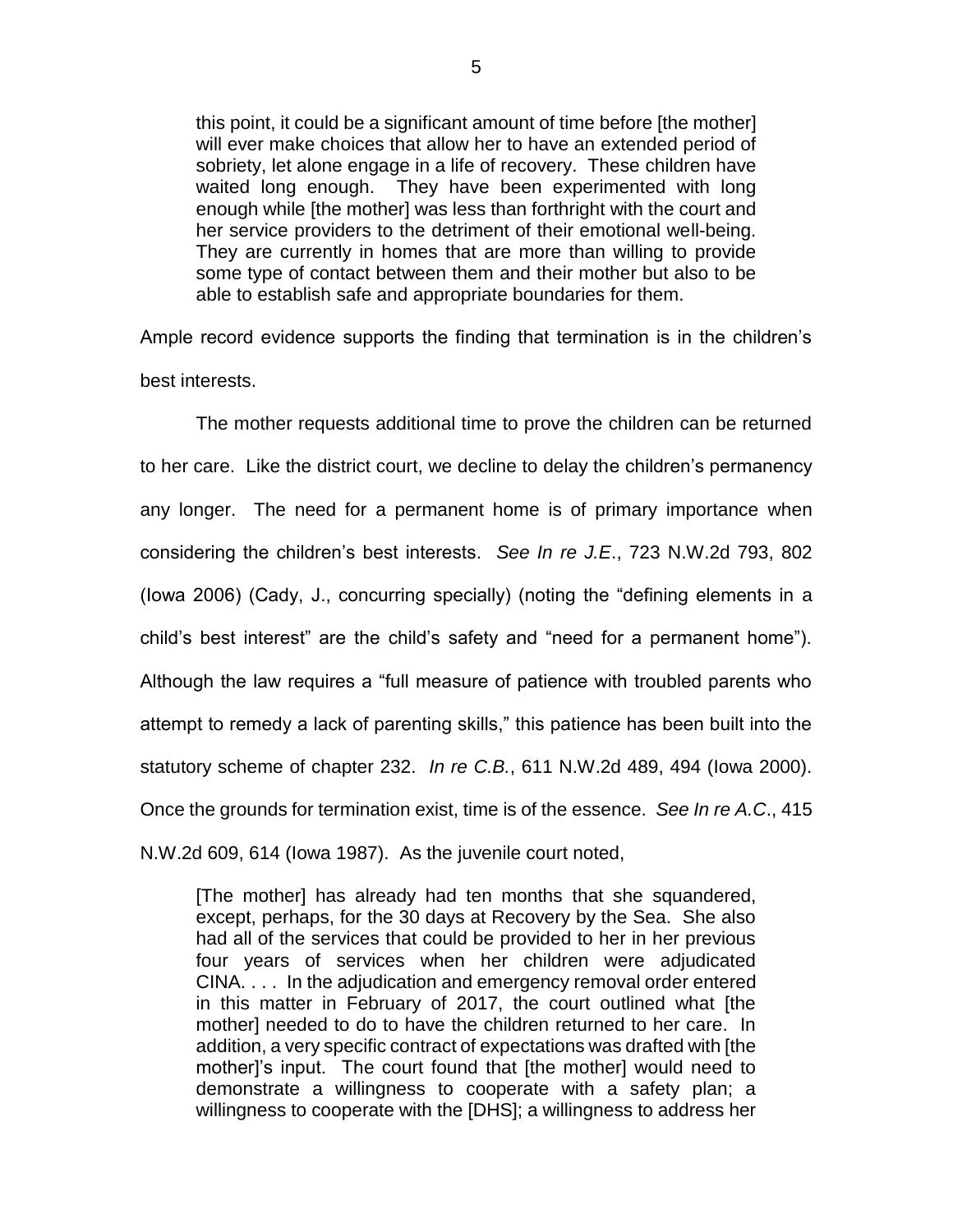> this point, it could be a significant amount of time before [the mother] will ever make choices that allow her to have an extended period of sobriety, let alone engage in a life of recovery. These children have waited long enough. They have been experimented with long enough while [the mother] was less than forthright with the court and her service providers to the detriment of their emotional well-being. They are currently in homes that are more than willing to provide some type of contact between them and their mother but also to be able to establish safe and appropriate boundaries for them.

Ample record evidence supports the finding that termination is in the children's best interests.

The mother requests additional time to prove the children can be returned to her care. Like the district court, we decline to delay the children's permanency any longer. The need for a permanent home is of primary importance when considering the children's best interests. *See In re J.E.*, 723 N.W.2d 793, 802 (Iowa 2006) (Cady, J., concurring specially) (noting the "defining elements in a child's best interest" are the child's safety and "need for a permanent home"). Although the law requires a "full measure of patience with troubled parents who attempt to remedy a lack of parenting skills," this patience has been built into the statutory scheme of chapter 232. *In re C.B.*, 611 N.W.2d 489, 494 (Iowa 2000). Once the grounds for termination exist, time is of the essence. *See In re A.C.*, 415 N.W.2d 609, 614 (Iowa 1987). As the juvenile court noted,

> [The mother] has already had ten months that she squandered, except, perhaps, for the 30 days at Recovery by the Sea. She also had all of the services that could be provided to her in her previous four years of services when her children were adjudicated CINA. . . . In the adjudication and emergency removal order entered in this matter in February of 2017, the court outlined what [the mother] needed to do to have the children returned to her care. In addition, a very specific contract of expectations was drafted with [the mother]'s input. The court found that [the mother] would need to demonstrate a willingness to cooperate with a safety plan; a willingness to cooperate with the [DHS]; a willingness to address her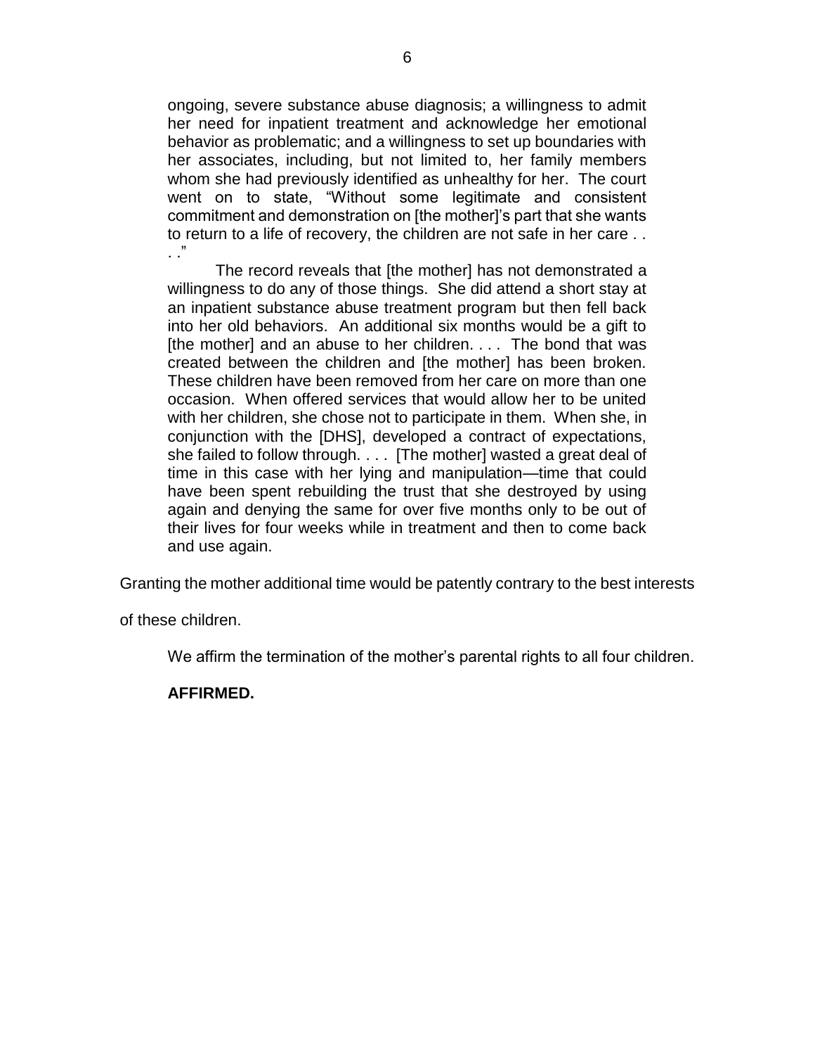> ongoing, severe substance abuse diagnosis; a willingness to admit her need for inpatient treatment and acknowledge her emotional behavior as problematic; and a willingness to set up boundaries with her associates, including, but not limited to, her family members whom she had previously identified as unhealthy for her. The court went on to state, "Without some legitimate and consistent commitment and demonstration on [the mother]'s part that she wants to return to a life of recovery, the children are not safe in her care . . . ."
>
> The record reveals that [the mother] has not demonstrated a willingness to do any of those things. She did attend a short stay at an inpatient substance abuse treatment program but then fell back into her old behaviors. An additional six months would be a gift to [the mother] and an abuse to her children. . . . The bond that was created between the children and [the mother] has been broken. These children have been removed from her care on more than one occasion. When offered services that would allow her to be united with her children, she chose not to participate in them. When she, in conjunction with the [DHS], developed a contract of expectations, she failed to follow through. . . . [The mother] wasted a great deal of time in this case with her lying and manipulation—time that could have been spent rebuilding the trust that she destroyed by using again and denying the same for over five months only to be out of their lives for four weeks while in treatment and then to come back and use again.

Granting the mother additional time would be patently contrary to the best interests of these children.

We affirm the termination of the mother's parental rights to all four children.

**AFFIRMED.**